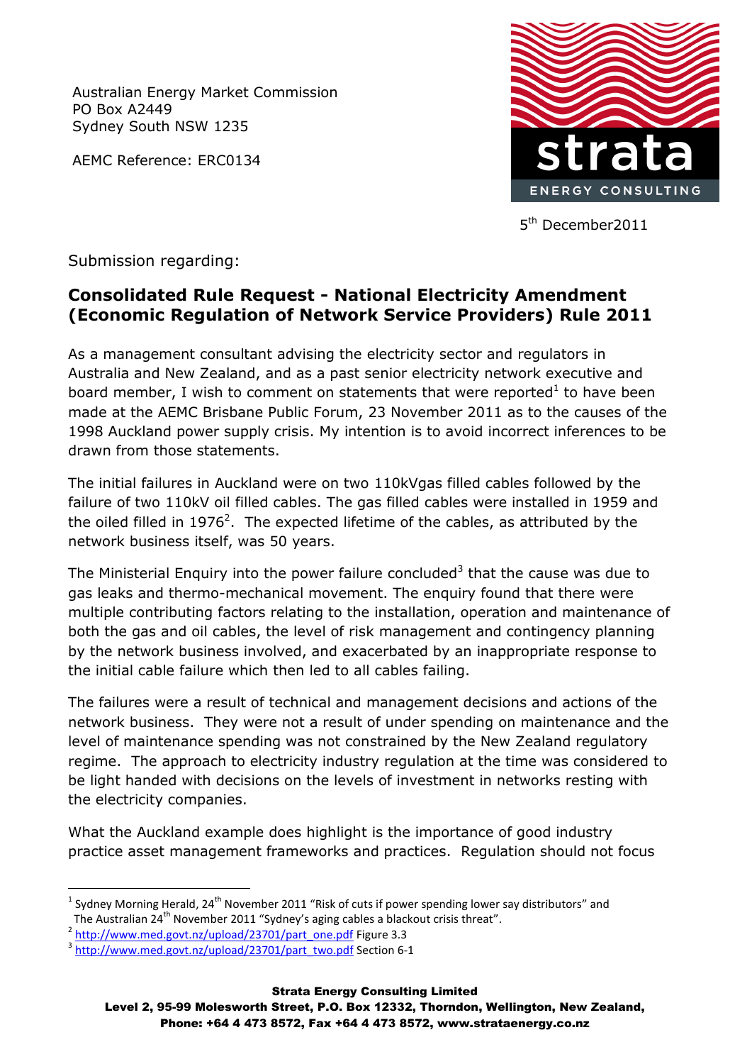Australian Energy Market Commission
PO Box A2449
Sydney South NSW 1235

AEMC Reference: ERC0134

strata

ENERGY CONSULTING

5th December2011

Submission regarding:

## Consolidated Rule Request - National Electricity Amendment (Economic Regulation of Network Service Providers) Rule 2011

As a management consultant advising the electricity sector and regulators in Australia and New Zealand, and as a past senior electricity network executive and board member, I wish to comment on statements that were reported[1] to have been made at the AEMC Brisbane Public Forum, 23 November 2011 as to the causes of the 1998 Auckland power supply crisis. My intention is to avoid incorrect inferences to be drawn from those statements.

The initial failures in Auckland were on two 110kVgas filled cables followed by the failure of two 110kV oil filled cables. The gas filled cables were installed in 1959 and the oiled filled in 1976[2]. The expected lifetime of the cables, as attributed by the network business itself, was 50 years.

The Ministerial Enquiry into the power failure concluded[3] that the cause was due to gas leaks and thermo-mechanical movement. The enquiry found that there were multiple contributing factors relating to the installation, operation and maintenance of both the gas and oil cables, the level of risk management and contingency planning by the network business involved, and exacerbated by an inappropriate response to the initial cable failure which then led to all cables failing.

The failures were a result of technical and management decisions and actions of the network business. They were not a result of under spending on maintenance and the level of maintenance spending was not constrained by the New Zealand regulatory regime. The approach to electricity industry regulation at the time was considered to be light handed with decisions on the levels of investment in networks resting with the electricity companies.

What the Auckland example does highlight is the importance of good industry practice asset management frameworks and practices. Regulation should not focus

---

[1] Sydney Morning Herald, 24th November 2011 "Risk of cuts if power spending lower say distributors" and The Australian 24th November 2011 "Sydney's aging cables a blackout crisis threat".

[2] http://www.med.govt.nz/upload/23701/part_one.pdf Figure 3.3

[3] http://www.med.govt.nz/upload/23701/part_two.pdf Section 6-1

**Strata Energy Consulting Limited**
**Level 2, 95-99 Molesworth Street, P.O. Box 12332, Thorndon, Wellington, New Zealand,**
**Phone: +64 4 473 8572, Fax +64 4 473 8572, www.strataenergy.co.nz**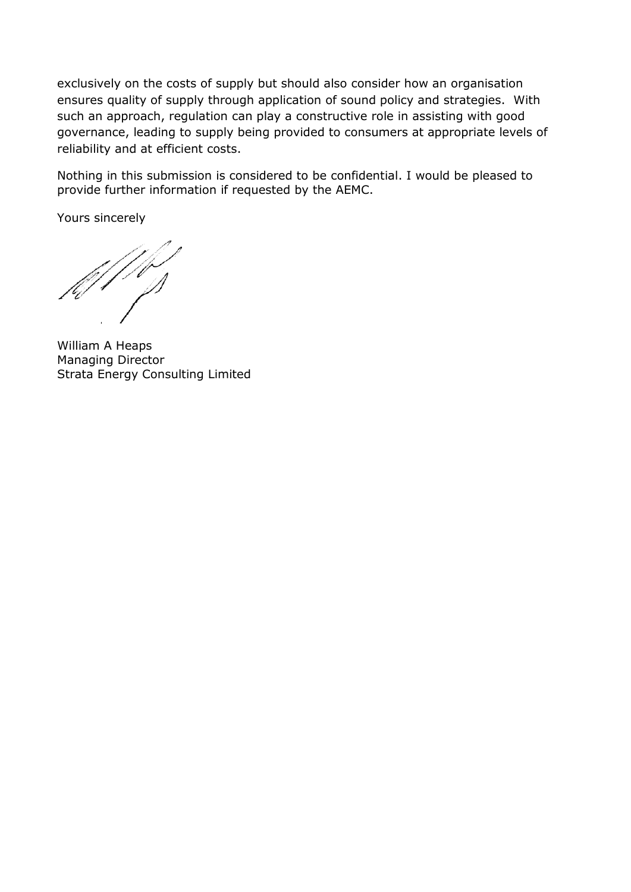exclusively on the costs of supply but should also consider how an organisation ensures quality of supply through application of sound policy and strategies. With such an approach, regulation can play a constructive role in assisting with good governance, leading to supply being provided to consumers at appropriate levels of reliability and at efficient costs.

Nothing in this submission is considered to be confidential. I would be pleased to provide further information if requested by the AEMC.

Yours sincerely

William A Heaps
Managing Director
Strata Energy Consulting Limited